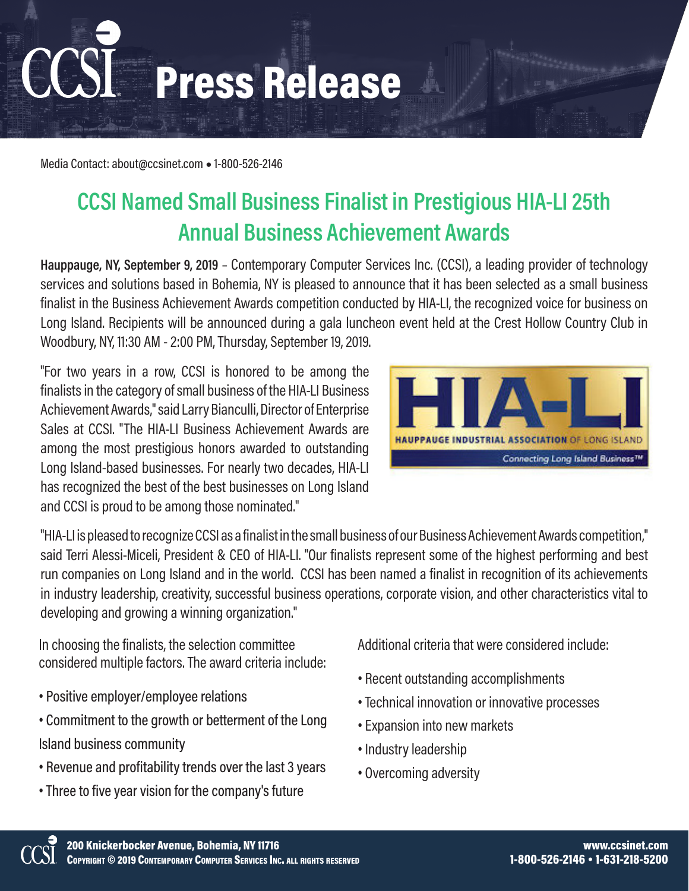# CCSI Press Release

Media Contact: about@ccsinet.com • 1-800-526-2146

## CCSI Named Small Business Finalist in Prestigious HIA-LI 25th Annual Business Achievement Awards

**Hauppauge, NY, September 9, 2019** – Contemporary Computer Services Inc. (CCSI), a leading provider of technology services and solutions based in Bohemia, NY is pleased to announce that it has been selected as a small business finalist in the Business Achievement Awards competition conducted by HIA-LI, the recognized voice for business on Long Island. Recipients will be announced during a gala luncheon event held at the Crest Hollow Country Club in Woodbury, NY, 11:30 AM - 2:00 PM, Thursday, September 19, 2019.

"For two years in a row, CCSI is honored to be among the finalists in the category of small business of the HIA-LI Business Achievement Awards," said Larry Bianculli, Director of Enterprise Sales at CCSI. "The HIA-LI Business Achievement Awards are among the most prestigious honors awarded to outstanding Long Island-based businesses. For nearly two decades, HIA-LI has recognized the best of the best businesses on Long Island and CCSI is proud to be among those nominated."

"HIA-LI is pleased to recognize CCSI as a finalist in the small business of our Business Achievement Awards competition," said Terri Alessi-Miceli, President & CEO of HIA-LI. "Our finalists represent some of the highest performing and best run companies on Long Island and in the world. CCSI has been named a finalist in recognition of its achievements in industry leadership, creativity, successful business operations, corporate vision, and other characteristics vital to developing and growing a winning organization."

In choosing the finalists, the selection committee considered multiple factors. The award criteria include:

- Positive employer/employee relations
- Commitment to the growth or betterment of the Long Island business community
- Revenue and profitability trends over the last 3 years
- Three to five year vision for the company's future

Additional criteria that were considered include:

- Recent outstanding accomplishments
- Technical innovation or innovative processes
- Expansion into new markets
- Industry leadership
- Overcoming adversity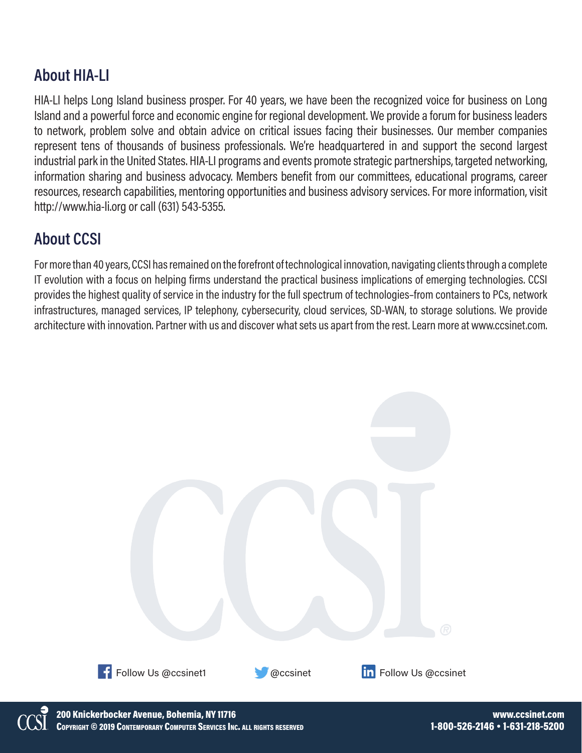## About HIA-LI

HIA-LI helps Long Island business prosper. For 40 years, we have been the recognized voice for business on Long Island and a powerful force and economic engine for regional development. We provide a forum for business leaders to network, problem solve and obtain advice on critical issues facing their businesses. Our member companies represent tens of thousands of business professionals. We're headquartered in and support the second largest industrial park in the United States. HIA-LI programs and events promote strategic partnerships, targeted networking, information sharing and business advocacy. Members benefit from our committees, educational programs, career resources, research capabilities, mentoring opportunities and business advisory services. For more information, visit http://www.hia-li.org or call (631) 543-5355.

## About CCSI

For more than 40 years, CCSI has remained on the forefront of technological innovation, navigating clients through a complete IT evolution with a focus on helping firms understand the practical business implications of emerging technologies. CCSI provides the highest quality of service in the industry for the full spectrum of technologies–from containers to PCs, network infrastructures, managed services, IP telephony, cybersecurity, cloud services, SD-WAN, to storage solutions. We provide architecture with innovation. Partner with us and discover what sets us apart from the rest. Learn more at www.ccsinet.com.

Follow Us @ccsinet1 @ccsinet Follow Us @ccsinet

**200 Knickerbocker Avenue, Bohemia, NY 11716**
**Copyright © 2019 Contemporary Computer Services Inc. all rights reserved**

**www.ccsinet.com**
**1-800-526-2146 • 1-631-218-5200**